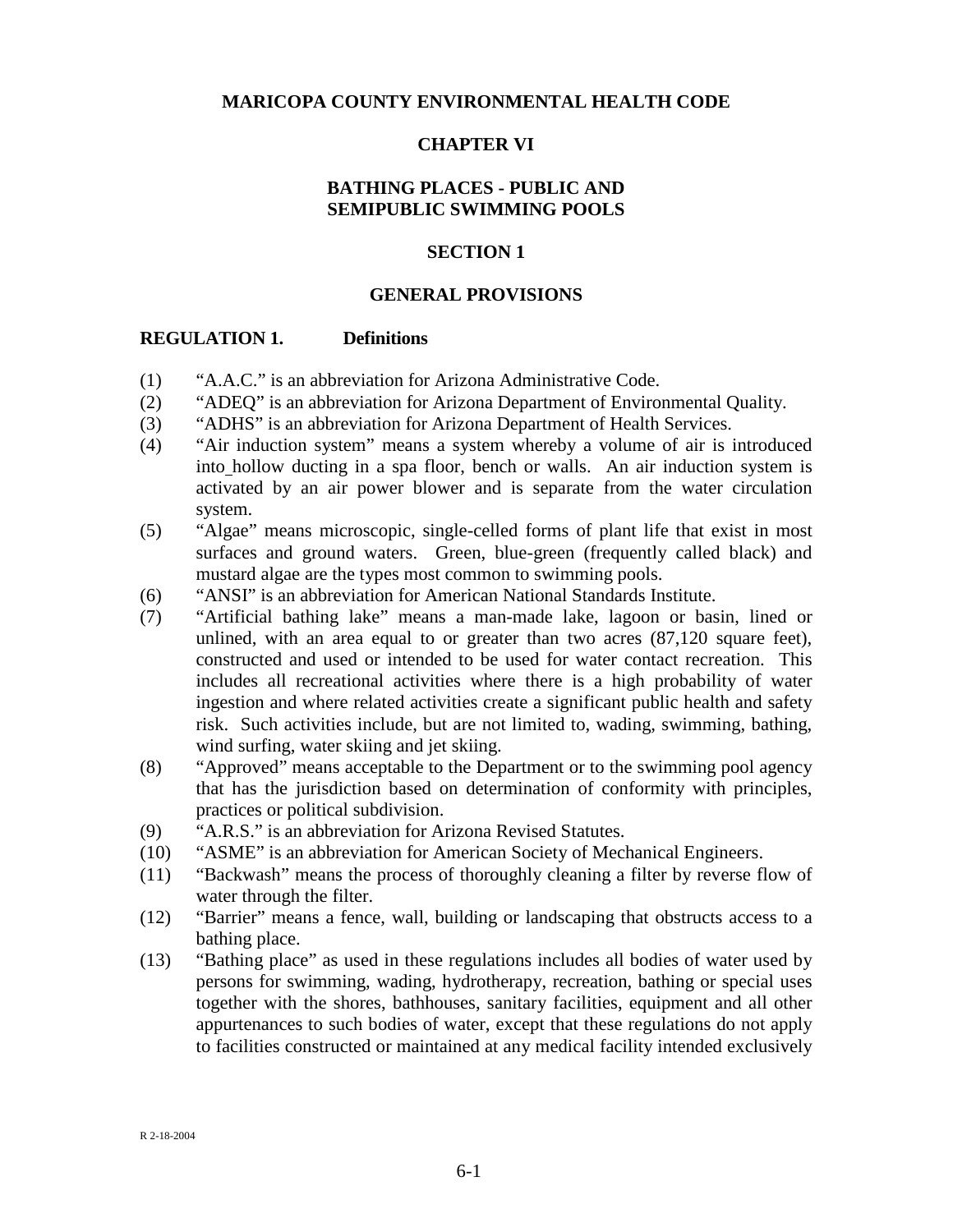# MARICOPA COUNTY ENVIRONMENTAL HEALTH CODE

## CHAPTER VI

## BATHING PLACES - PUBLIC AND SEMIPUBLIC SWIMMING POOLS

## SECTION 1

## GENERAL PROVISIONS

### REGULATION 1. Definitions

(1) "A.A.C." is an abbreviation for Arizona Administrative Code.

(2) "ADEQ" is an abbreviation for Arizona Department of Environmental Quality.

(3) "ADHS" is an abbreviation for Arizona Department of Health Services.

(4) "Air induction system" means a system whereby a volume of air is introduced into hollow ducting in a spa floor, bench or walls. An air induction system is activated by an air power blower and is separate from the water circulation system.

(5) "Algae" means microscopic, single-celled forms of plant life that exist in most surfaces and ground waters. Green, blue-green (frequently called black) and mustard algae are the types most common to swimming pools.

(6) "ANSI" is an abbreviation for American National Standards Institute.

(7) "Artificial bathing lake" means a man-made lake, lagoon or basin, lined or unlined, with an area equal to or greater than two acres (87,120 square feet), constructed and used or intended to be used for water contact recreation. This includes all recreational activities where there is a high probability of water ingestion and where related activities create a significant public health and safety risk. Such activities include, but are not limited to, wading, swimming, bathing, wind surfing, water skiing and jet skiing.

(8) "Approved" means acceptable to the Department or to the swimming pool agency that has the jurisdiction based on determination of conformity with principles, practices or political subdivision.

(9) "A.R.S." is an abbreviation for Arizona Revised Statutes.

(10) "ASME" is an abbreviation for American Society of Mechanical Engineers.

(11) "Backwash" means the process of thoroughly cleaning a filter by reverse flow of water through the filter.

(12) "Barrier" means a fence, wall, building or landscaping that obstructs access to a bathing place.

(13) "Bathing place" as used in these regulations includes all bodies of water used by persons for swimming, wading, hydrotherapy, recreation, bathing or special uses together with the shores, bathhouses, sanitary facilities, equipment and all other appurtenances to such bodies of water, except that these regulations do not apply to facilities constructed or maintained at any medical facility intended exclusively

R 2-18-2004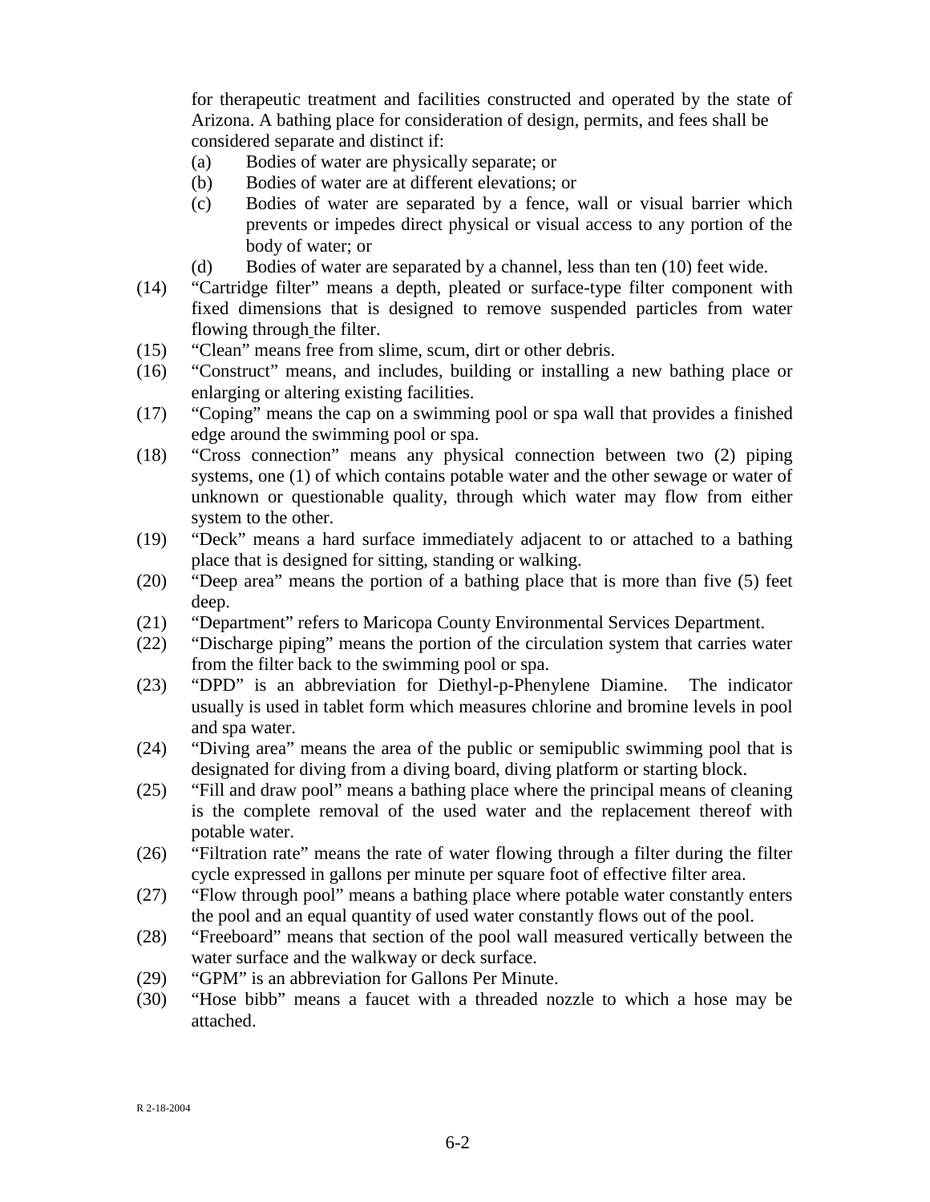for therapeutic treatment and facilities constructed and operated by the state of Arizona. A bathing place for consideration of design, permits, and fees shall be considered separate and distinct if:

(a) Bodies of water are physically separate; or
(b) Bodies of water are at different elevations; or
(c) Bodies of water are separated by a fence, wall or visual barrier which prevents or impedes direct physical or visual access to any portion of the body of water; or
(d) Bodies of water are separated by a channel, less than ten (10) feet wide.

(14) "Cartridge filter" means a depth, pleated or surface-type filter component with fixed dimensions that is designed to remove suspended particles from water flowing through the filter.

(15) "Clean" means free from slime, scum, dirt or other debris.

(16) "Construct" means, and includes, building or installing a new bathing place or enlarging or altering existing facilities.

(17) "Coping" means the cap on a swimming pool or spa wall that provides a finished edge around the swimming pool or spa.

(18) "Cross connection" means any physical connection between two (2) piping systems, one (1) of which contains potable water and the other sewage or water of unknown or questionable quality, through which water may flow from either system to the other.

(19) "Deck" means a hard surface immediately adjacent to or attached to a bathing place that is designed for sitting, standing or walking.

(20) "Deep area" means the portion of a bathing place that is more than five (5) feet deep.

(21) "Department" refers to Maricopa County Environmental Services Department.

(22) "Discharge piping" means the portion of the circulation system that carries water from the filter back to the swimming pool or spa.

(23) "DPD" is an abbreviation for Diethyl-p-Phenylene Diamine. The indicator usually is used in tablet form which measures chlorine and bromine levels in pool and spa water.

(24) "Diving area" means the area of the public or semipublic swimming pool that is designated for diving from a diving board, diving platform or starting block.

(25) "Fill and draw pool" means a bathing place where the principal means of cleaning is the complete removal of the used water and the replacement thereof with potable water.

(26) "Filtration rate" means the rate of water flowing through a filter during the filter cycle expressed in gallons per minute per square foot of effective filter area.

(27) "Flow through pool" means a bathing place where potable water constantly enters the pool and an equal quantity of used water constantly flows out of the pool.

(28) "Freeboard" means that section of the pool wall measured vertically between the water surface and the walkway or deck surface.

(29) "GPM" is an abbreviation for Gallons Per Minute.

(30) "Hose bibb" means a faucet with a threaded nozzle to which a hose may be attached.

R 2-18-2004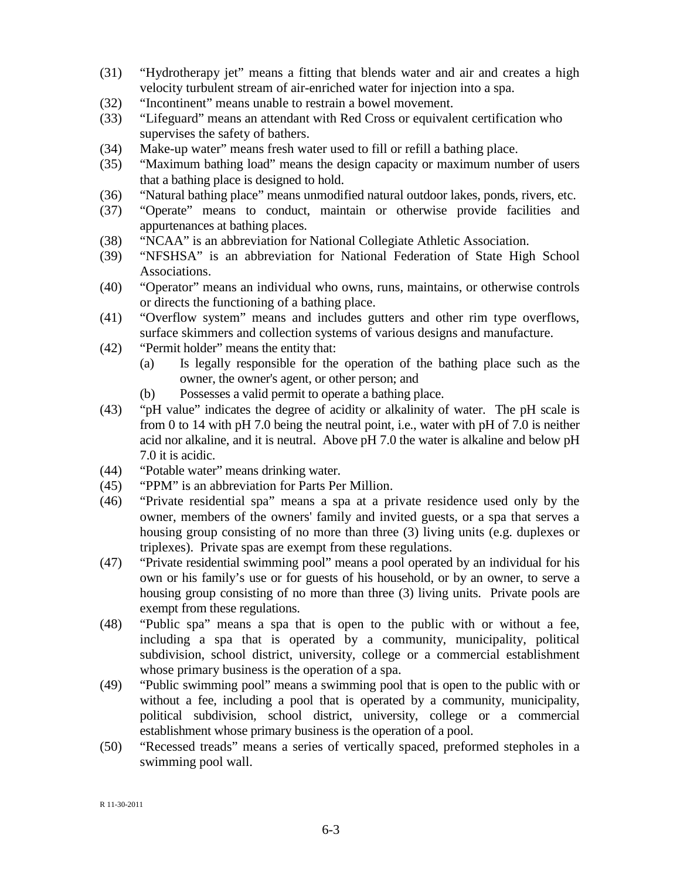(31) "Hydrotherapy jet" means a fitting that blends water and air and creates a high velocity turbulent stream of air-enriched water for injection into a spa.

(32) "Incontinent" means unable to restrain a bowel movement.

(33) "Lifeguard" means an attendant with Red Cross or equivalent certification who supervises the safety of bathers.

(34) Make-up water" means fresh water used to fill or refill a bathing place.

(35) "Maximum bathing load" means the design capacity or maximum number of users that a bathing place is designed to hold.

(36) "Natural bathing place" means unmodified natural outdoor lakes, ponds, rivers, etc.

(37) "Operate" means to conduct, maintain or otherwise provide facilities and appurtenances at bathing places.

(38) "NCAA" is an abbreviation for National Collegiate Athletic Association.

(39) "NFSHSA" is an abbreviation for National Federation of State High School Associations.

(40) "Operator" means an individual who owns, runs, maintains, or otherwise controls or directs the functioning of a bathing place.

(41) "Overflow system" means and includes gutters and other rim type overflows, surface skimmers and collection systems of various designs and manufacture.

(42) "Permit holder" means the entity that:
   - (a) Is legally responsible for the operation of the bathing place such as the owner, the owner's agent, or other person; and
   - (b) Possesses a valid permit to operate a bathing place.

(43) "pH value" indicates the degree of acidity or alkalinity of water. The pH scale is from 0 to 14 with pH 7.0 being the neutral point, i.e., water with pH of 7.0 is neither acid nor alkaline, and it is neutral. Above pH 7.0 the water is alkaline and below pH 7.0 it is acidic.

(44) "Potable water" means drinking water.

(45) "PPM" is an abbreviation for Parts Per Million.

(46) "Private residential spa" means a spa at a private residence used only by the owner, members of the owners' family and invited guests, or a spa that serves a housing group consisting of no more than three (3) living units (e.g. duplexes or triplexes). Private spas are exempt from these regulations.

(47) "Private residential swimming pool" means a pool operated by an individual for his own or his family's use or for guests of his household, or by an owner, to serve a housing group consisting of no more than three (3) living units. Private pools are exempt from these regulations.

(48) "Public spa" means a spa that is open to the public with or without a fee, including a spa that is operated by a community, municipality, political subdivision, school district, university, college or a commercial establishment whose primary business is the operation of a spa.

(49) "Public swimming pool" means a swimming pool that is open to the public with or without a fee, including a pool that is operated by a community, municipality, political subdivision, school district, university, college or a commercial establishment whose primary business is the operation of a pool.

(50) "Recessed treads" means a series of vertically spaced, preformed stepholes in a swimming pool wall.

R 11-30-2011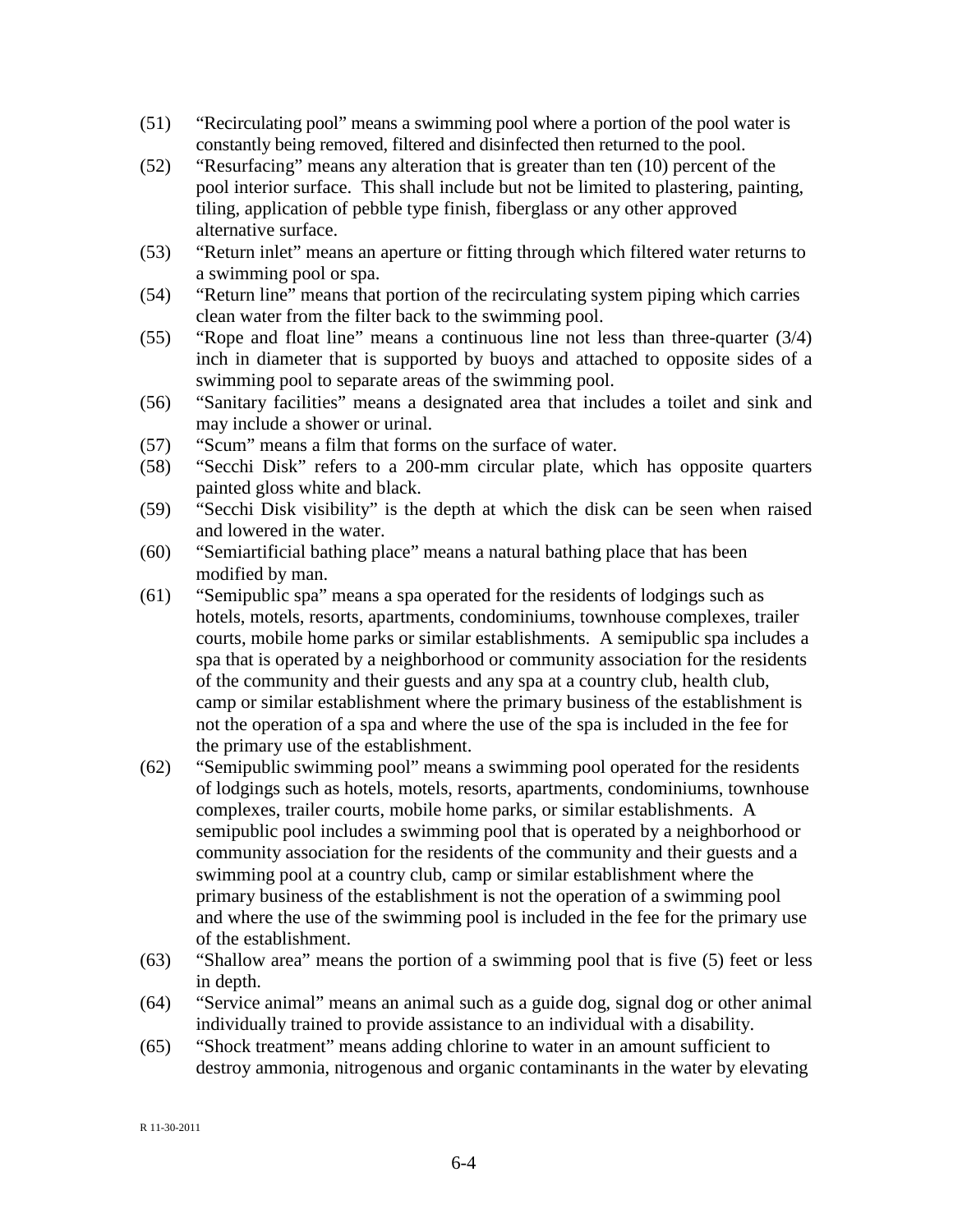(51) "Recirculating pool" means a swimming pool where a portion of the pool water is constantly being removed, filtered and disinfected then returned to the pool.

(52) "Resurfacing" means any alteration that is greater than ten (10) percent of the pool interior surface. This shall include but not be limited to plastering, painting, tiling, application of pebble type finish, fiberglass or any other approved alternative surface.

(53) "Return inlet" means an aperture or fitting through which filtered water returns to a swimming pool or spa.

(54) "Return line" means that portion of the recirculating system piping which carries clean water from the filter back to the swimming pool.

(55) "Rope and float line" means a continuous line not less than three-quarter (3/4) inch in diameter that is supported by buoys and attached to opposite sides of a swimming pool to separate areas of the swimming pool.

(56) "Sanitary facilities" means a designated area that includes a toilet and sink and may include a shower or urinal.

(57) "Scum" means a film that forms on the surface of water.

(58) "Secchi Disk" refers to a 200-mm circular plate, which has opposite quarters painted gloss white and black.

(59) "Secchi Disk visibility" is the depth at which the disk can be seen when raised and lowered in the water.

(60) "Semiartificial bathing place" means a natural bathing place that has been modified by man.

(61) "Semipublic spa" means a spa operated for the residents of lodgings such as hotels, motels, resorts, apartments, condominiums, townhouse complexes, trailer courts, mobile home parks or similar establishments. A semipublic spa includes a spa that is operated by a neighborhood or community association for the residents of the community and their guests and any spa at a country club, health club, camp or similar establishment where the primary business of the establishment is not the operation of a spa and where the use of the spa is included in the fee for the primary use of the establishment.

(62) "Semipublic swimming pool" means a swimming pool operated for the residents of lodgings such as hotels, motels, resorts, apartments, condominiums, townhouse complexes, trailer courts, mobile home parks, or similar establishments. A semipublic pool includes a swimming pool that is operated by a neighborhood or community association for the residents of the community and their guests and a swimming pool at a country club, camp or similar establishment where the primary business of the establishment is not the operation of a swimming pool and where the use of the swimming pool is included in the fee for the primary use of the establishment.

(63) "Shallow area" means the portion of a swimming pool that is five (5) feet or less in depth.

(64) "Service animal" means an animal such as a guide dog, signal dog or other animal individually trained to provide assistance to an individual with a disability.

(65) "Shock treatment" means adding chlorine to water in an amount sufficient to destroy ammonia, nitrogenous and organic contaminants in the water by elevating

R 11-30-2011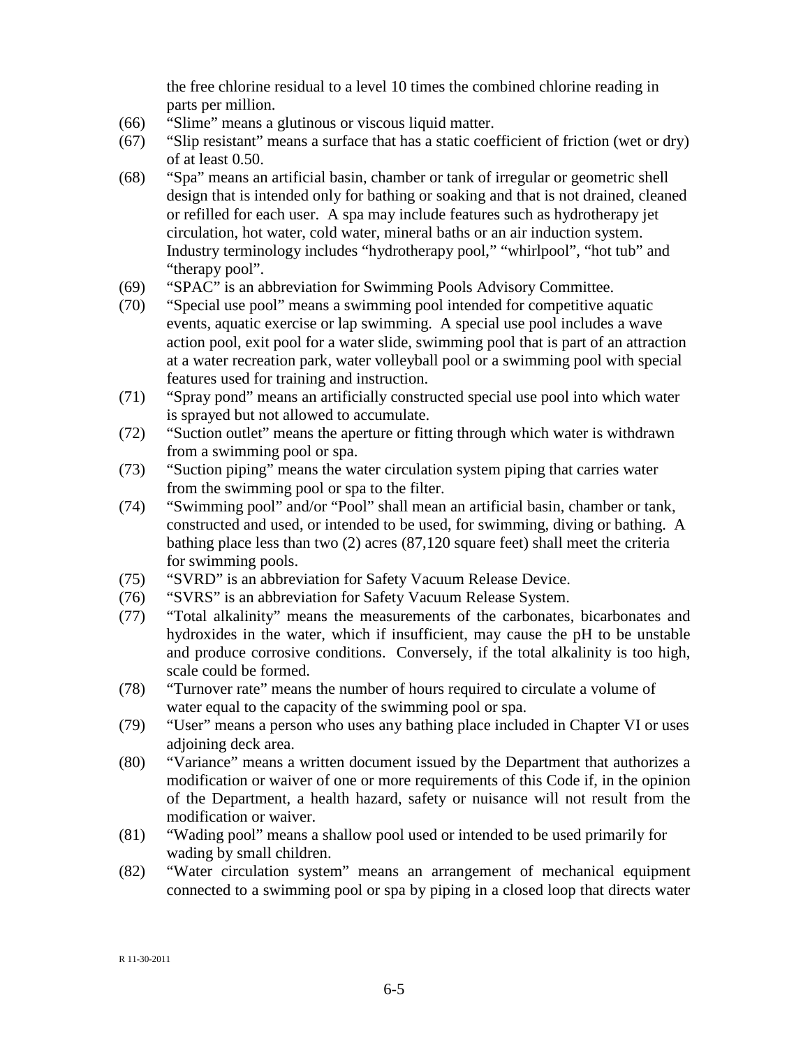the free chlorine residual to a level 10 times the combined chlorine reading in parts per million.

(66) "Slime" means a glutinous or viscous liquid matter.

(67) "Slip resistant" means a surface that has a static coefficient of friction (wet or dry) of at least 0.50.

(68) "Spa" means an artificial basin, chamber or tank of irregular or geometric shell design that is intended only for bathing or soaking and that is not drained, cleaned or refilled for each user. A spa may include features such as hydrotherapy jet circulation, hot water, cold water, mineral baths or an air induction system. Industry terminology includes "hydrotherapy pool," "whirlpool", "hot tub" and "therapy pool".

(69) "SPAC" is an abbreviation for Swimming Pools Advisory Committee.

(70) "Special use pool" means a swimming pool intended for competitive aquatic events, aquatic exercise or lap swimming. A special use pool includes a wave action pool, exit pool for a water slide, swimming pool that is part of an attraction at a water recreation park, water volleyball pool or a swimming pool with special features used for training and instruction.

(71) "Spray pond" means an artificially constructed special use pool into which water is sprayed but not allowed to accumulate.

(72) "Suction outlet" means the aperture or fitting through which water is withdrawn from a swimming pool or spa.

(73) "Suction piping" means the water circulation system piping that carries water from the swimming pool or spa to the filter.

(74) "Swimming pool" and/or "Pool" shall mean an artificial basin, chamber or tank, constructed and used, or intended to be used, for swimming, diving or bathing. A bathing place less than two (2) acres (87,120 square feet) shall meet the criteria for swimming pools.

(75) "SVRD" is an abbreviation for Safety Vacuum Release Device.

(76) "SVRS" is an abbreviation for Safety Vacuum Release System.

(77) "Total alkalinity" means the measurements of the carbonates, bicarbonates and hydroxides in the water, which if insufficient, may cause the pH to be unstable and produce corrosive conditions. Conversely, if the total alkalinity is too high, scale could be formed.

(78) "Turnover rate" means the number of hours required to circulate a volume of water equal to the capacity of the swimming pool or spa.

(79) "User" means a person who uses any bathing place included in Chapter VI or uses adjoining deck area.

(80) "Variance" means a written document issued by the Department that authorizes a modification or waiver of one or more requirements of this Code if, in the opinion of the Department, a health hazard, safety or nuisance will not result from the modification or waiver.

(81) "Wading pool" means a shallow pool used or intended to be used primarily for wading by small children.

(82) "Water circulation system" means an arrangement of mechanical equipment connected to a swimming pool or spa by piping in a closed loop that directs water

R 11-30-2011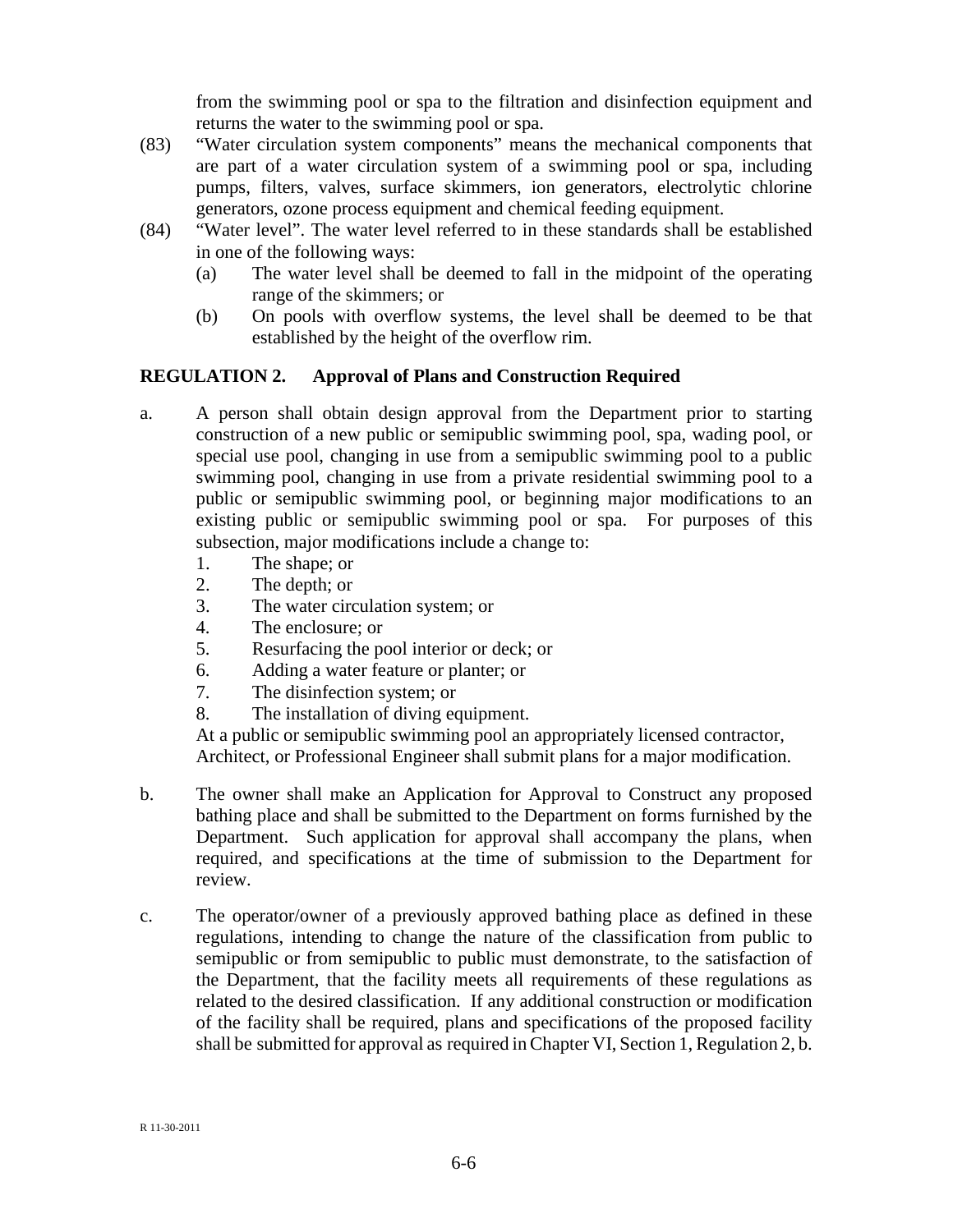from the swimming pool or spa to the filtration and disinfection equipment and returns the water to the swimming pool or spa.

(83) "Water circulation system components" means the mechanical components that are part of a water circulation system of a swimming pool or spa, including pumps, filters, valves, surface skimmers, ion generators, electrolytic chlorine generators, ozone process equipment and chemical feeding equipment.

(84) "Water level". The water level referred to in these standards shall be established in one of the following ways:

- (a) The water level shall be deemed to fall in the midpoint of the operating range of the skimmers; or
- (b) On pools with overflow systems, the level shall be deemed to be that established by the height of the overflow rim.

## REGULATION 2. Approval of Plans and Construction Required

a. A person shall obtain design approval from the Department prior to starting construction of a new public or semipublic swimming pool, spa, wading pool, or special use pool, changing in use from a semipublic swimming pool to a public swimming pool, changing in use from a private residential swimming pool to a public or semipublic swimming pool, or beginning major modifications to an existing public or semipublic swimming pool or spa. For purposes of this subsection, major modifications include a change to:

1. The shape; or
2. The depth; or
3. The water circulation system; or
4. The enclosure; or
5. Resurfacing the pool interior or deck; or
6. Adding a water feature or planter; or
7. The disinfection system; or
8. The installation of diving equipment.

At a public or semipublic swimming pool an appropriately licensed contractor, Architect, or Professional Engineer shall submit plans for a major modification.

b. The owner shall make an Application for Approval to Construct any proposed bathing place and shall be submitted to the Department on forms furnished by the Department. Such application for approval shall accompany the plans, when required, and specifications at the time of submission to the Department for review.

c. The operator/owner of a previously approved bathing place as defined in these regulations, intending to change the nature of the classification from public to semipublic or from semipublic to public must demonstrate, to the satisfaction of the Department, that the facility meets all requirements of these regulations as related to the desired classification. If any additional construction or modification of the facility shall be required, plans and specifications of the proposed facility shall be submitted for approval as required in Chapter VI, Section 1, Regulation 2, b.

R 11-30-2011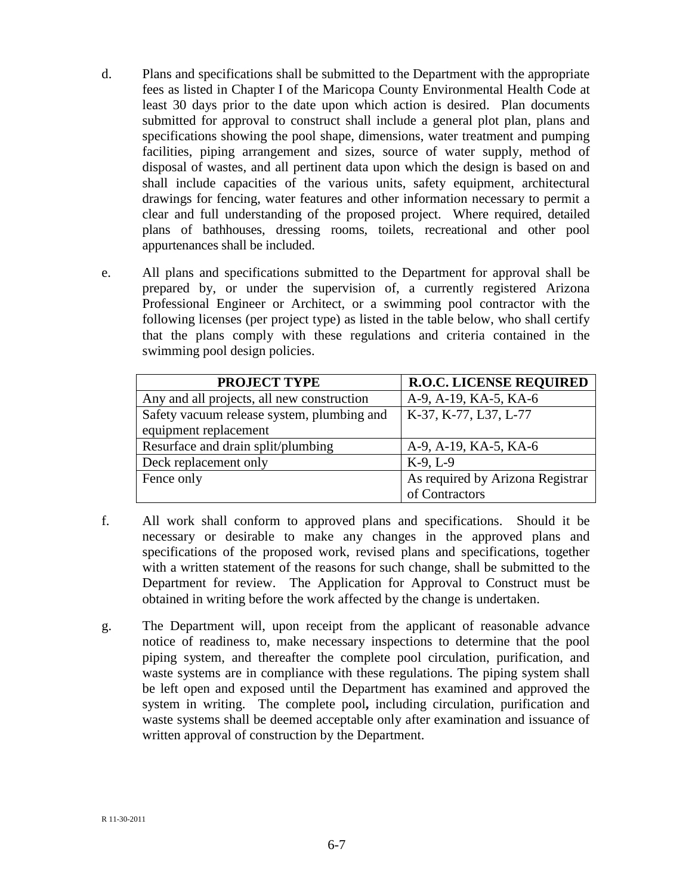d. Plans and specifications shall be submitted to the Department with the appropriate fees as listed in Chapter I of the Maricopa County Environmental Health Code at least 30 days prior to the date upon which action is desired. Plan documents submitted for approval to construct shall include a general plot plan, plans and specifications showing the pool shape, dimensions, water treatment and pumping facilities, piping arrangement and sizes, source of water supply, method of disposal of wastes, and all pertinent data upon which the design is based on and shall include capacities of the various units, safety equipment, architectural drawings for fencing, water features and other information necessary to permit a clear and full understanding of the proposed project. Where required, detailed plans of bathhouses, dressing rooms, toilets, recreational and other pool appurtenances shall be included.

e. All plans and specifications submitted to the Department for approval shall be prepared by, or under the supervision of, a currently registered Arizona Professional Engineer or Architect, or a swimming pool contractor with the following licenses (per project type) as listed in the table below, who shall certify that the plans comply with these regulations and criteria contained in the swimming pool design policies.

| PROJECT TYPE | R.O.C. LICENSE REQUIRED |
|---|---|
| Any and all projects, all new construction | A-9, A-19, KA-5, KA-6 |
| Safety vacuum release system, plumbing and equipment replacement | K-37, K-77, L37, L-77 |
| Resurface and drain split/plumbing | A-9, A-19, KA-5, KA-6 |
| Deck replacement only | K-9, L-9 |
| Fence only | As required by Arizona Registrar of Contractors |

f. All work shall conform to approved plans and specifications. Should it be necessary or desirable to make any changes in the approved plans and specifications of the proposed work, revised plans and specifications, together with a written statement of the reasons for such change, shall be submitted to the Department for review. The Application for Approval to Construct must be obtained in writing before the work affected by the change is undertaken.

g. The Department will, upon receipt from the applicant of reasonable advance notice of readiness to, make necessary inspections to determine that the pool piping system, and thereafter the complete pool circulation, purification, and waste systems are in compliance with these regulations. The piping system shall be left open and exposed until the Department has examined and approved the system in writing. The complete pool**,** including circulation, purification and waste systems shall be deemed acceptable only after examination and issuance of written approval of construction by the Department.

R 11-30-2011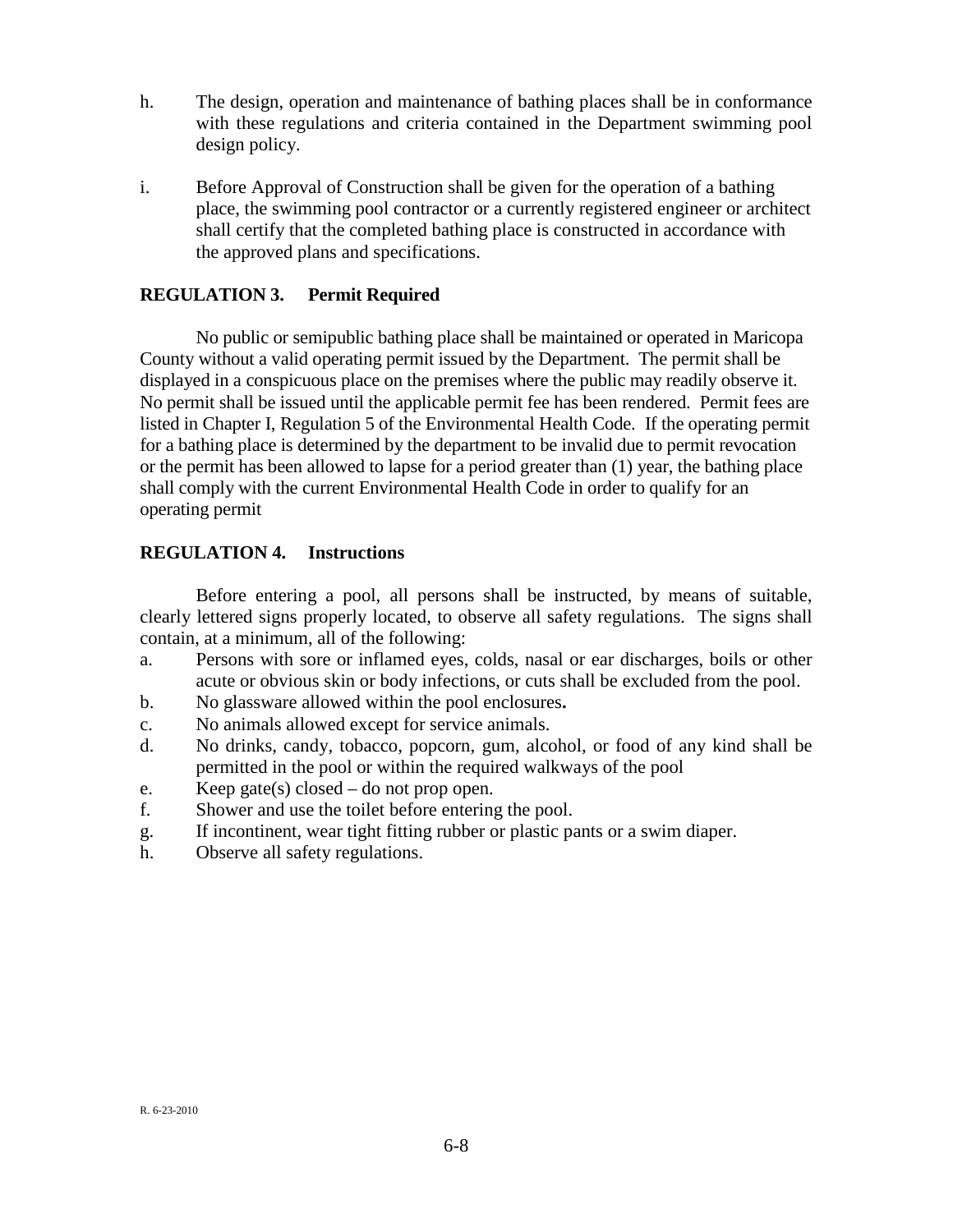h. The design, operation and maintenance of bathing places shall be in conformance with these regulations and criteria contained in the Department swimming pool design policy.

i. Before Approval of Construction shall be given for the operation of a bathing place, the swimming pool contractor or a currently registered engineer or architect shall certify that the completed bathing place is constructed in accordance with the approved plans and specifications.

## REGULATION 3. Permit Required

No public or semipublic bathing place shall be maintained or operated in Maricopa County without a valid operating permit issued by the Department. The permit shall be displayed in a conspicuous place on the premises where the public may readily observe it. No permit shall be issued until the applicable permit fee has been rendered. Permit fees are listed in Chapter I, Regulation 5 of the Environmental Health Code. If the operating permit for a bathing place is determined by the department to be invalid due to permit revocation or the permit has been allowed to lapse for a period greater than (1) year, the bathing place shall comply with the current Environmental Health Code in order to qualify for an operating permit

## REGULATION 4. Instructions

Before entering a pool, all persons shall be instructed, by means of suitable, clearly lettered signs properly located, to observe all safety regulations. The signs shall contain, at a minimum, all of the following:

a. Persons with sore or inflamed eyes, colds, nasal or ear discharges, boils or other acute or obvious skin or body infections, or cuts shall be excluded from the pool.
b. No glassware allowed within the pool enclosures.
c. No animals allowed except for service animals.
d. No drinks, candy, tobacco, popcorn, gum, alcohol, or food of any kind shall be permitted in the pool or within the required walkways of the pool
e. Keep gate(s) closed – do not prop open.
f. Shower and use the toilet before entering the pool.
g. If incontinent, wear tight fitting rubber or plastic pants or a swim diaper.
h. Observe all safety regulations.

R. 6-23-2010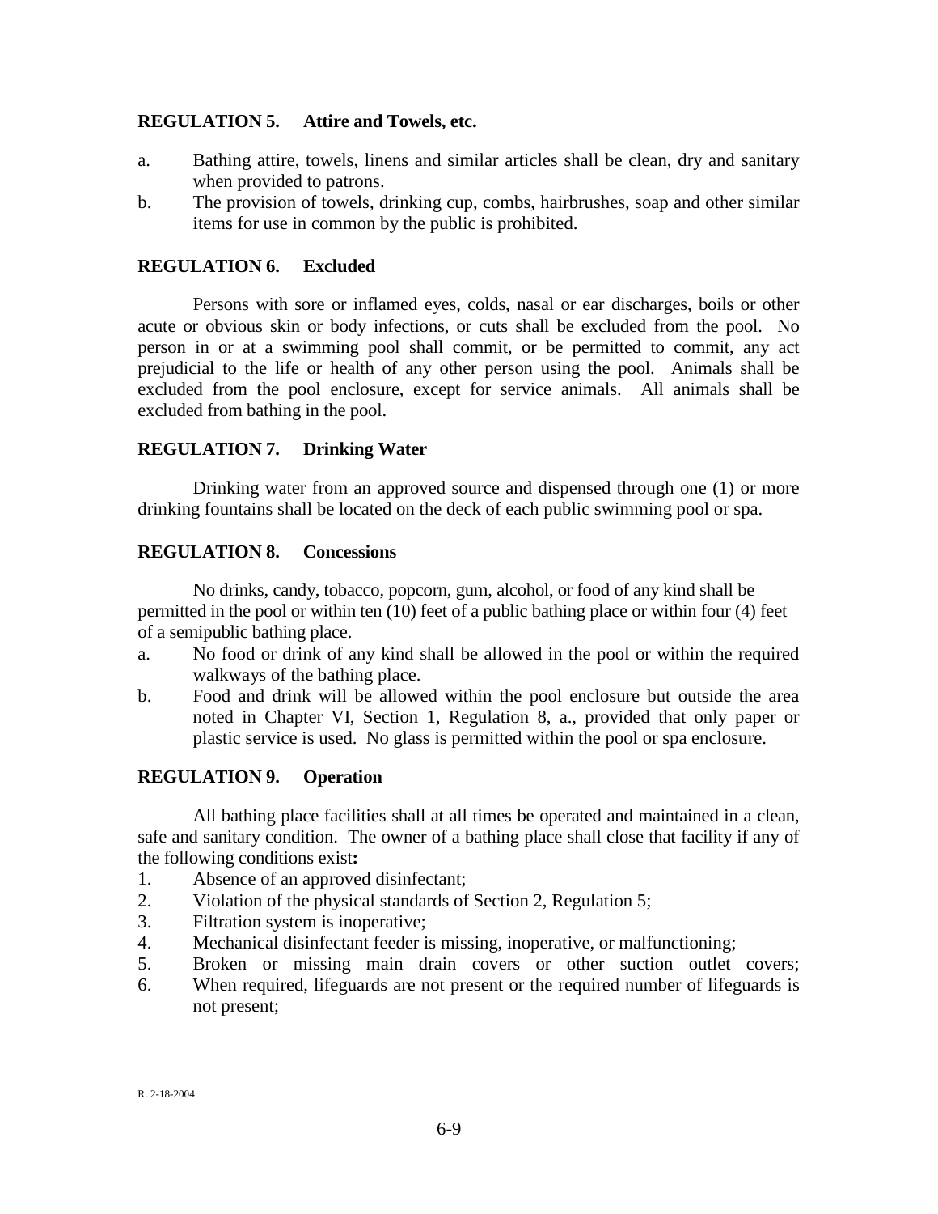### REGULATION 5. Attire and Towels, etc.

a. Bathing attire, towels, linens and similar articles shall be clean, dry and sanitary when provided to patrons.

b. The provision of towels, drinking cup, combs, hairbrushes, soap and other similar items for use in common by the public is prohibited.

### REGULATION 6. Excluded

Persons with sore or inflamed eyes, colds, nasal or ear discharges, boils or other acute or obvious skin or body infections, or cuts shall be excluded from the pool. No person in or at a swimming pool shall commit, or be permitted to commit, any act prejudicial to the life or health of any other person using the pool. Animals shall be excluded from the pool enclosure, except for service animals. All animals shall be excluded from bathing in the pool.

### REGULATION 7. Drinking Water

Drinking water from an approved source and dispensed through one (1) or more drinking fountains shall be located on the deck of each public swimming pool or spa.

### REGULATION 8. Concessions

No drinks, candy, tobacco, popcorn, gum, alcohol, or food of any kind shall be permitted in the pool or within ten (10) feet of a public bathing place or within four (4) feet of a semipublic bathing place.

a. No food or drink of any kind shall be allowed in the pool or within the required walkways of the bathing place.

b. Food and drink will be allowed within the pool enclosure but outside the area noted in Chapter VI, Section 1, Regulation 8, a., provided that only paper or plastic service is used. No glass is permitted within the pool or spa enclosure.

### REGULATION 9. Operation

All bathing place facilities shall at all times be operated and maintained in a clean, safe and sanitary condition. The owner of a bathing place shall close that facility if any of the following conditions exist**:**

1. Absence of an approved disinfectant;
2. Violation of the physical standards of Section 2, Regulation 5;
3. Filtration system is inoperative;
4. Mechanical disinfectant feeder is missing, inoperative, or malfunctioning;
5. Broken or missing main drain covers or other suction outlet covers;
6. When required, lifeguards are not present or the required number of lifeguards is not present;

R. 2-18-2004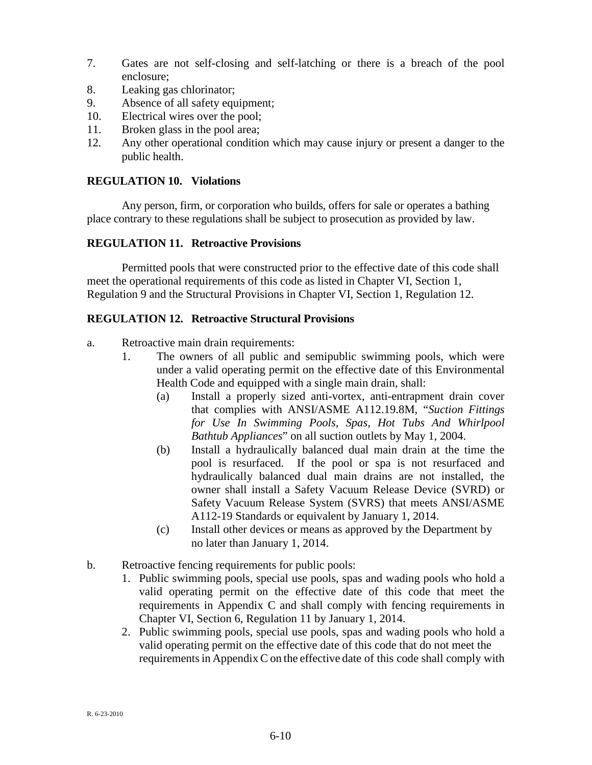7. Gates are not self-closing and self-latching or there is a breach of the pool enclosure;
8. Leaking gas chlorinator;
9. Absence of all safety equipment;
10. Electrical wires over the pool;
11. Broken glass in the pool area;
12. Any other operational condition which may cause injury or present a danger to the public health.

**REGULATION 10. Violations**

Any person, firm, or corporation who builds, offers for sale or operates a bathing place contrary to these regulations shall be subject to prosecution as provided by law.

**REGULATION 11. Retroactive Provisions**

Permitted pools that were constructed prior to the effective date of this code shall meet the operational requirements of this code as listed in Chapter VI, Section 1, Regulation 9 and the Structural Provisions in Chapter VI, Section 1, Regulation 12.

**REGULATION 12. Retroactive Structural Provisions**

a. Retroactive main drain requirements:
   1. The owners of all public and semipublic swimming pools, which were under a valid operating permit on the effective date of this Environmental Health Code and equipped with a single main drain, shall:
      (a) Install a properly sized anti-vortex, anti-entrapment drain cover that complies with ANSI/ASME A112.19.8M, "*Suction Fittings for Use In Swimming Pools, Spas, Hot Tubs And Whirlpool Bathtub Appliances*" on all suction outlets by May 1, 2004.
      (b) Install a hydraulically balanced dual main drain at the time the pool is resurfaced. If the pool or spa is not resurfaced and hydraulically balanced dual main drains are not installed, the owner shall install a Safety Vacuum Release Device (SVRD) or Safety Vacuum Release System (SVRS) that meets ANSI/ASME A112-19 Standards or equivalent by January 1, 2014.
      (c) Install other devices or means as approved by the Department by no later than January 1, 2014.

b. Retroactive fencing requirements for public pools:
   1. Public swimming pools, special use pools, spas and wading pools who hold a valid operating permit on the effective date of this code that meet the requirements in Appendix C and shall comply with fencing requirements in Chapter VI, Section 6, Regulation 11 by January 1, 2014.
   2. Public swimming pools, special use pools, spas and wading pools who hold a valid operating permit on the effective date of this code that do not meet the requirements in Appendix C on the effective date of this code shall comply with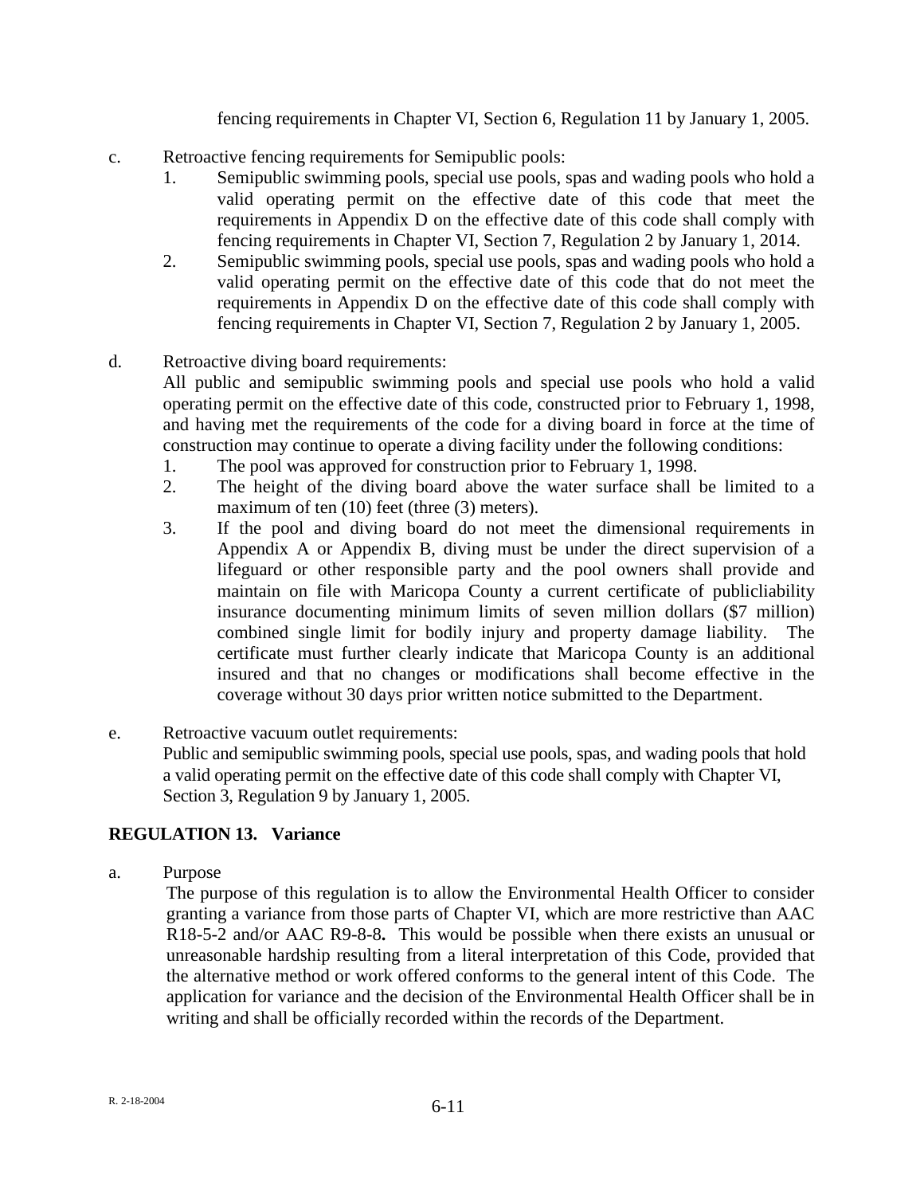fencing requirements in Chapter VI, Section 6, Regulation 11 by January 1, 2005.

c. Retroactive fencing requirements for Semipublic pools:
   1. Semipublic swimming pools, special use pools, spas and wading pools who hold a valid operating permit on the effective date of this code that meet the requirements in Appendix D on the effective date of this code shall comply with fencing requirements in Chapter VI, Section 7, Regulation 2 by January 1, 2014.
   2. Semipublic swimming pools, special use pools, spas and wading pools who hold a valid operating permit on the effective date of this code that do not meet the requirements in Appendix D on the effective date of this code shall comply with fencing requirements in Chapter VI, Section 7, Regulation 2 by January 1, 2005.

d. Retroactive diving board requirements:
   All public and semipublic swimming pools and special use pools who hold a valid operating permit on the effective date of this code, constructed prior to February 1, 1998, and having met the requirements of the code for a diving board in force at the time of construction may continue to operate a diving facility under the following conditions:
   1. The pool was approved for construction prior to February 1, 1998.
   2. The height of the diving board above the water surface shall be limited to a maximum of ten (10) feet (three (3) meters).
   3. If the pool and diving board do not meet the dimensional requirements in Appendix A or Appendix B, diving must be under the direct supervision of a lifeguard or other responsible party and the pool owners shall provide and maintain on file with Maricopa County a current certificate of publicliability insurance documenting minimum limits of seven million dollars ($7 million) combined single limit for bodily injury and property damage liability. The certificate must further clearly indicate that Maricopa County is an additional insured and that no changes or modifications shall become effective in the coverage without 30 days prior written notice submitted to the Department.

e. Retroactive vacuum outlet requirements:
   Public and semipublic swimming pools, special use pools, spas, and wading pools that hold a valid operating permit on the effective date of this code shall comply with Chapter VI, Section 3, Regulation 9 by January 1, 2005.

## REGULATION 13. Variance

a. Purpose
   The purpose of this regulation is to allow the Environmental Health Officer to consider granting a variance from those parts of Chapter VI, which are more restrictive than AAC R18-5-2 and/or AAC R9-8-8**.** This would be possible when there exists an unusual or unreasonable hardship resulting from a literal interpretation of this Code, provided that the alternative method or work offered conforms to the general intent of this Code. The application for variance and the decision of the Environmental Health Officer shall be in writing and shall be officially recorded within the records of the Department.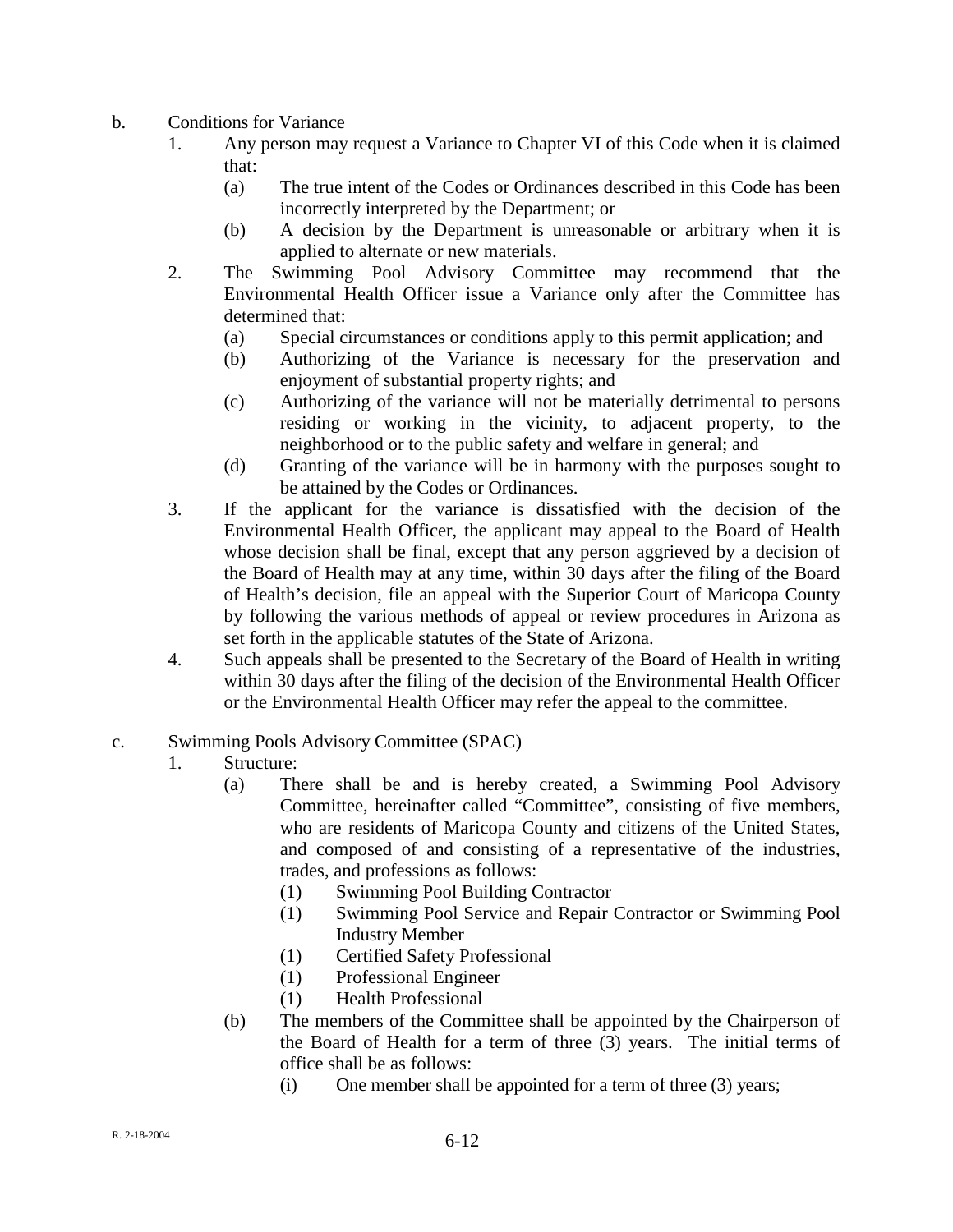b. Conditions for Variance

1. Any person may request a Variance to Chapter VI of this Code when it is claimed that:
   - (a) The true intent of the Codes or Ordinances described in this Code has been incorrectly interpreted by the Department; or
   - (b) A decision by the Department is unreasonable or arbitrary when it is applied to alternate or new materials.
2. The Swimming Pool Advisory Committee may recommend that the Environmental Health Officer issue a Variance only after the Committee has determined that:
   - (a) Special circumstances or conditions apply to this permit application; and
   - (b) Authorizing of the Variance is necessary for the preservation and enjoyment of substantial property rights; and
   - (c) Authorizing of the variance will not be materially detrimental to persons residing or working in the vicinity, to adjacent property, to the neighborhood or to the public safety and welfare in general; and
   - (d) Granting of the variance will be in harmony with the purposes sought to be attained by the Codes or Ordinances.
3. If the applicant for the variance is dissatisfied with the decision of the Environmental Health Officer, the applicant may appeal to the Board of Health whose decision shall be final, except that any person aggrieved by a decision of the Board of Health may at any time, within 30 days after the filing of the Board of Health's decision, file an appeal with the Superior Court of Maricopa County by following the various methods of appeal or review procedures in Arizona as set forth in the applicable statutes of the State of Arizona.
4. Such appeals shall be presented to the Secretary of the Board of Health in writing within 30 days after the filing of the decision of the Environmental Health Officer or the Environmental Health Officer may refer the appeal to the committee.

c. Swimming Pools Advisory Committee (SPAC)

1. Structure:
   - (a) There shall be and is hereby created, a Swimming Pool Advisory Committee, hereinafter called "Committee", consisting of five members, who are residents of Maricopa County and citizens of the United States, and composed of and consisting of a representative of the industries, trades, and professions as follows:
     - (1) Swimming Pool Building Contractor
     - (1) Swimming Pool Service and Repair Contractor or Swimming Pool Industry Member
     - (1) Certified Safety Professional
     - (1) Professional Engineer
     - (1) Health Professional
   - (b) The members of the Committee shall be appointed by the Chairperson of the Board of Health for a term of three (3) years. The initial terms of office shall be as follows:
     - (i) One member shall be appointed for a term of three (3) years;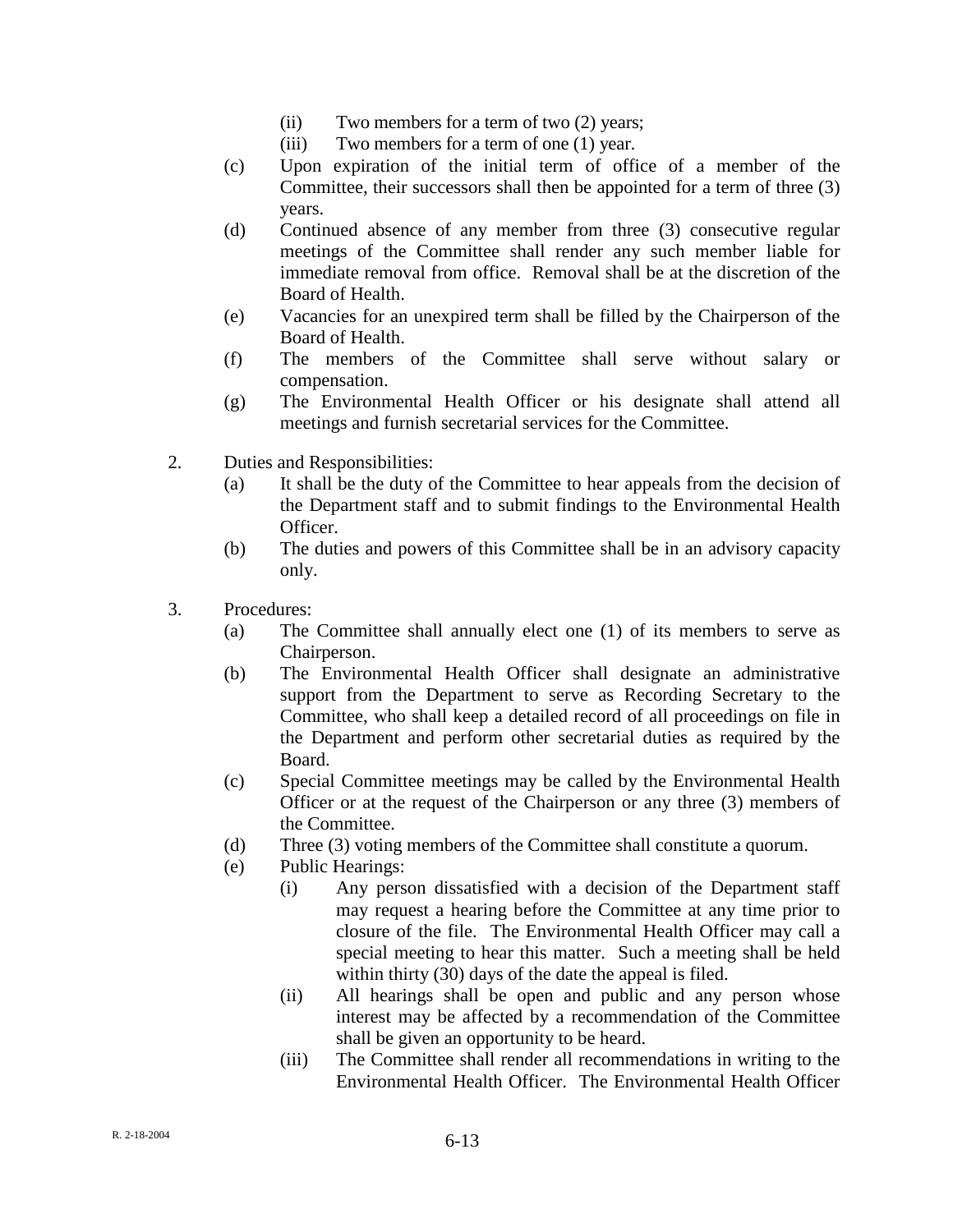(ii) Two members for a term of two (2) years;

(iii) Two members for a term of one (1) year.

(c) Upon expiration of the initial term of office of a member of the Committee, their successors shall then be appointed for a term of three (3) years.

(d) Continued absence of any member from three (3) consecutive regular meetings of the Committee shall render any such member liable for immediate removal from office. Removal shall be at the discretion of the Board of Health.

(e) Vacancies for an unexpired term shall be filled by the Chairperson of the Board of Health.

(f) The members of the Committee shall serve without salary or compensation.

(g) The Environmental Health Officer or his designate shall attend all meetings and furnish secretarial services for the Committee.

2. Duties and Responsibilities:

(a) It shall be the duty of the Committee to hear appeals from the decision of the Department staff and to submit findings to the Environmental Health Officer.

(b) The duties and powers of this Committee shall be in an advisory capacity only.

3. Procedures:

(a) The Committee shall annually elect one (1) of its members to serve as Chairperson.

(b) The Environmental Health Officer shall designate an administrative support from the Department to serve as Recording Secretary to the Committee, who shall keep a detailed record of all proceedings on file in the Department and perform other secretarial duties as required by the Board.

(c) Special Committee meetings may be called by the Environmental Health Officer or at the request of the Chairperson or any three (3) members of the Committee.

(d) Three (3) voting members of the Committee shall constitute a quorum.

(e) Public Hearings:

(i) Any person dissatisfied with a decision of the Department staff may request a hearing before the Committee at any time prior to closure of the file. The Environmental Health Officer may call a special meeting to hear this matter. Such a meeting shall be held within thirty (30) days of the date the appeal is filed.

(ii) All hearings shall be open and public and any person whose interest may be affected by a recommendation of the Committee shall be given an opportunity to be heard.

(iii) The Committee shall render all recommendations in writing to the Environmental Health Officer. The Environmental Health Officer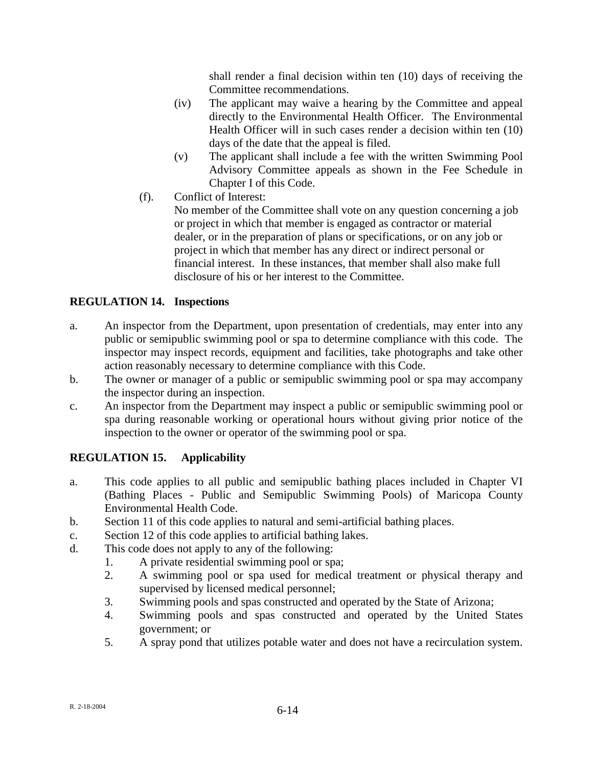shall render a final decision within ten (10) days of receiving the Committee recommendations.

(iv) The applicant may waive a hearing by the Committee and appeal directly to the Environmental Health Officer. The Environmental Health Officer will in such cases render a decision within ten (10) days of the date that the appeal is filed.

(v) The applicant shall include a fee with the written Swimming Pool Advisory Committee appeals as shown in the Fee Schedule in Chapter I of this Code.

(f). Conflict of Interest:
No member of the Committee shall vote on any question concerning a job or project in which that member is engaged as contractor or material dealer, or in the preparation of plans or specifications, or on any job or project in which that member has any direct or indirect personal or financial interest. In these instances, that member shall also make full disclosure of his or her interest to the Committee.

**REGULATION 14. Inspections**

a. An inspector from the Department, upon presentation of credentials, may enter into any public or semipublic swimming pool or spa to determine compliance with this code. The inspector may inspect records, equipment and facilities, take photographs and take other action reasonably necessary to determine compliance with this Code.

b. The owner or manager of a public or semipublic swimming pool or spa may accompany the inspector during an inspection.

c. An inspector from the Department may inspect a public or semipublic swimming pool or spa during reasonable working or operational hours without giving prior notice of the inspection to the owner or operator of the swimming pool or spa.

**REGULATION 15. Applicability**

a. This code applies to all public and semipublic bathing places included in Chapter VI (Bathing Places - Public and Semipublic Swimming Pools) of Maricopa County Environmental Health Code.

b. Section 11 of this code applies to natural and semi-artificial bathing places.

c. Section 12 of this code applies to artificial bathing lakes.

d. This code does not apply to any of the following:
   1. A private residential swimming pool or spa;
   2. A swimming pool or spa used for medical treatment or physical therapy and supervised by licensed medical personnel;
   3. Swimming pools and spas constructed and operated by the State of Arizona;
   4. Swimming pools and spas constructed and operated by the United States government; or
   5. A spray pond that utilizes potable water and does not have a recirculation system.